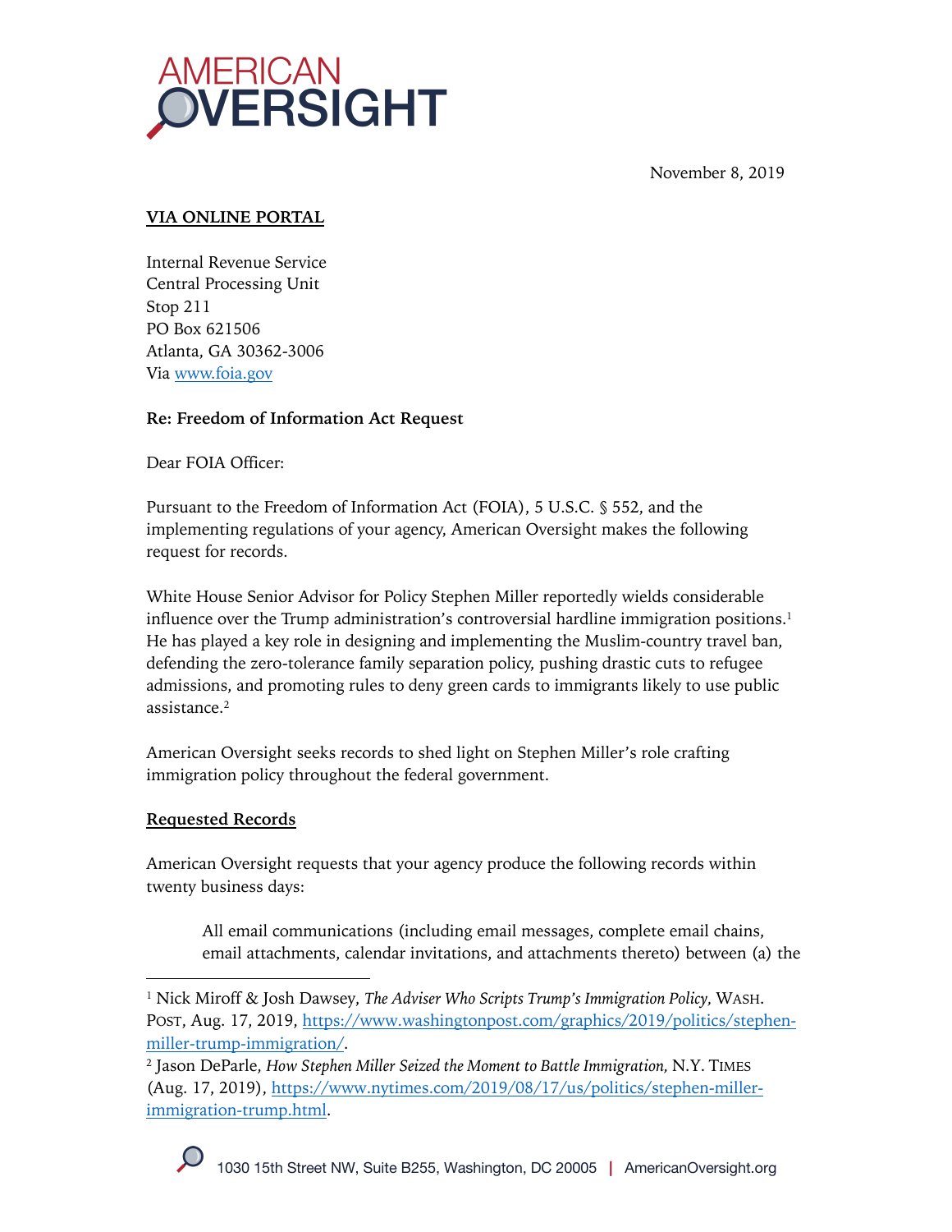# AMERICAN OVERSIGHT

November 8, 2019

**VIA ONLINE PORTAL**

Internal Revenue Service
Central Processing Unit
Stop 211
PO Box 621506
Atlanta, GA 30362-3006
Via www.foia.gov

**Re: Freedom of Information Act Request**

Dear FOIA Officer:

Pursuant to the Freedom of Information Act (FOIA), 5 U.S.C. § 552, and the implementing regulations of your agency, American Oversight makes the following request for records.

White House Senior Advisor for Policy Stephen Miller reportedly wields considerable influence over the Trump administration's controversial hardline immigration positions.[1] He has played a key role in designing and implementing the Muslim-country travel ban, defending the zero-tolerance family separation policy, pushing drastic cuts to refugee admissions, and promoting rules to deny green cards to immigrants likely to use public assistance.[2]

American Oversight seeks records to shed light on Stephen Miller's role crafting immigration policy throughout the federal government.

**Requested Records**

American Oversight requests that your agency produce the following records within twenty business days:

> All email communications (including email messages, complete email chains, email attachments, calendar invitations, and attachments thereto) between (a) the

---

[1] Nick Miroff & Josh Dawsey, *The Adviser Who Scripts Trump's Immigration Policy*, WASH. POST, Aug. 17, 2019, https://www.washingtonpost.com/graphics/2019/politics/stephen-miller-trump-immigration/.

[2] Jason DeParle, *How Stephen Miller Seized the Moment to Battle Immigration*, N.Y. TIMES (Aug. 17, 2019), https://www.nytimes.com/2019/08/17/us/politics/stephen-miller-immigration-trump.html.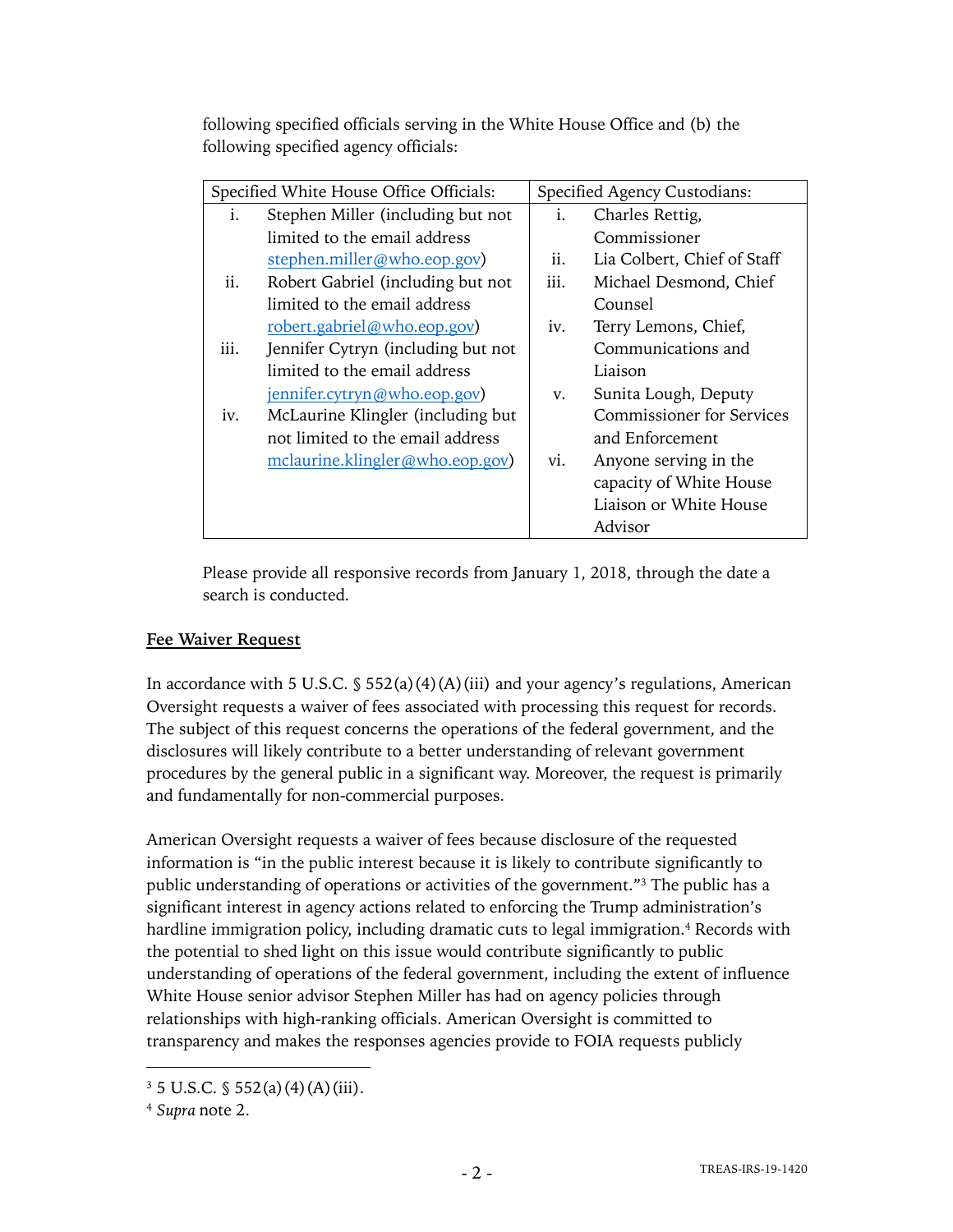following specified officials serving in the White House Office and (b) the following specified agency officials:

| Specified White House Office Officials: | Specified Agency Custodians: |
|---|---|
| i. Stephen Miller (including but not limited to the email address stephen.miller@who.eop.gov) | i. Charles Rettig, Commissioner |
| ii. Robert Gabriel (including but not limited to the email address robert.gabriel@who.eop.gov) | ii. Lia Colbert, Chief of Staff |
| iii. Jennifer Cytryn (including but not limited to the email address jennifer.cytryn@who.eop.gov) | iii. Michael Desmond, Chief Counsel |
| iv. McLaurine Klingler (including but not limited to the email address mclaurine.klingler@who.eop.gov) | iv. Terry Lemons, Chief, Communications and Liaison |
| | v. Sunita Lough, Deputy Commissioner for Services and Enforcement |
| | vi. Anyone serving in the capacity of White House Liaison or White House Advisor |

Please provide all responsive records from January 1, 2018, through the date a search is conducted.

**Fee Waiver Request**

In accordance with 5 U.S.C. § 552(a)(4)(A)(iii) and your agency's regulations, American Oversight requests a waiver of fees associated with processing this request for records. The subject of this request concerns the operations of the federal government, and the disclosures will likely contribute to a better understanding of relevant government procedures by the general public in a significant way. Moreover, the request is primarily and fundamentally for non-commercial purposes.

American Oversight requests a waiver of fees because disclosure of the requested information is "in the public interest because it is likely to contribute significantly to public understanding of operations or activities of the government."[3] The public has a significant interest in agency actions related to enforcing the Trump administration's hardline immigration policy, including dramatic cuts to legal immigration.[4] Records with the potential to shed light on this issue would contribute significantly to public understanding of operations of the federal government, including the extent of influence White House senior advisor Stephen Miller has had on agency policies through relationships with high-ranking officials. American Oversight is committed to transparency and makes the responses agencies provide to FOIA requests publicly

[3] 5 U.S.C. § 552(a)(4)(A)(iii).

[4] *Supra* note 2.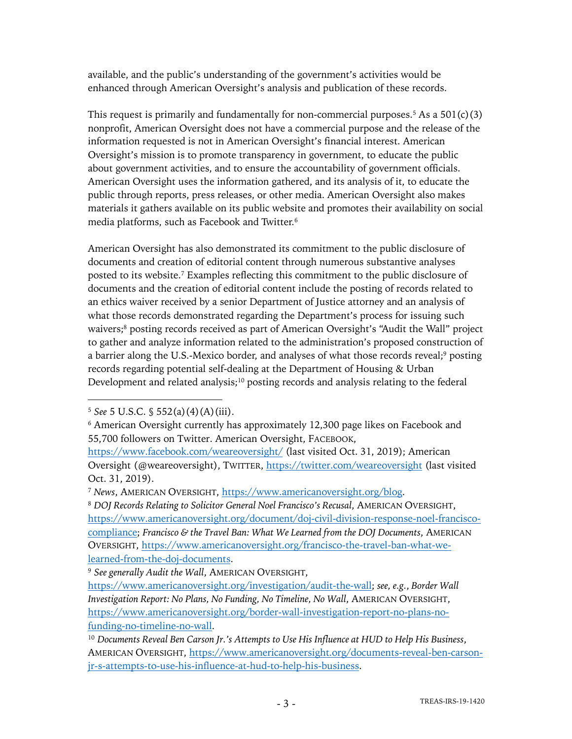available, and the public's understanding of the government's activities would be enhanced through American Oversight's analysis and publication of these records.

This request is primarily and fundamentally for non-commercial purposes.[5] As a 501(c)(3) nonprofit, American Oversight does not have a commercial purpose and the release of the information requested is not in American Oversight's financial interest. American Oversight's mission is to promote transparency in government, to educate the public about government activities, and to ensure the accountability of government officials. American Oversight uses the information gathered, and its analysis of it, to educate the public through reports, press releases, or other media. American Oversight also makes materials it gathers available on its public website and promotes their availability on social media platforms, such as Facebook and Twitter.[6]

American Oversight has also demonstrated its commitment to the public disclosure of documents and creation of editorial content through numerous substantive analyses posted to its website.[7] Examples reflecting this commitment to the public disclosure of documents and the creation of editorial content include the posting of records related to an ethics waiver received by a senior Department of Justice attorney and an analysis of what those records demonstrated regarding the Department's process for issuing such waivers;[8] posting records received as part of American Oversight's "Audit the Wall" project to gather and analyze information related to the administration's proposed construction of a barrier along the U.S.-Mexico border, and analyses of what those records reveal;[9] posting records regarding potential self-dealing at the Department of Housing & Urban Development and related analysis;[10] posting records and analysis relating to the federal

---

[5] *See* 5 U.S.C. § 552(a)(4)(A)(iii).

[6] American Oversight currently has approximately 12,300 page likes on Facebook and 55,700 followers on Twitter. American Oversight, FACEBOOK, https://www.facebook.com/weareoversight/ (last visited Oct. 31, 2019); American Oversight (@weareoversight), TWITTER, https://twitter.com/weareoversight (last visited Oct. 31, 2019).

[7] *News*, AMERICAN OVERSIGHT, https://www.americanoversight.org/blog.

[8] *DOJ Records Relating to Solicitor General Noel Francisco's Recusal*, AMERICAN OVERSIGHT, https://www.americanoversight.org/document/doj-civil-division-response-noel-francisco-compliance; *Francisco & the Travel Ban: What We Learned from the DOJ Documents*, AMERICAN OVERSIGHT, https://www.americanoversight.org/francisco-the-travel-ban-what-we-learned-from-the-doj-documents.

[9] *See generally Audit the Wall*, AMERICAN OVERSIGHT, https://www.americanoversight.org/investigation/audit-the-wall; *see, e.g.*, *Border Wall Investigation Report: No Plans, No Funding, No Timeline, No Wall*, AMERICAN OVERSIGHT, https://www.americanoversight.org/border-wall-investigation-report-no-plans-no-funding-no-timeline-no-wall.

[10] *Documents Reveal Ben Carson Jr.'s Attempts to Use His Influence at HUD to Help His Business*, AMERICAN OVERSIGHT, https://www.americanoversight.org/documents-reveal-ben-carson-jr-s-attempts-to-use-his-influence-at-hud-to-help-his-business.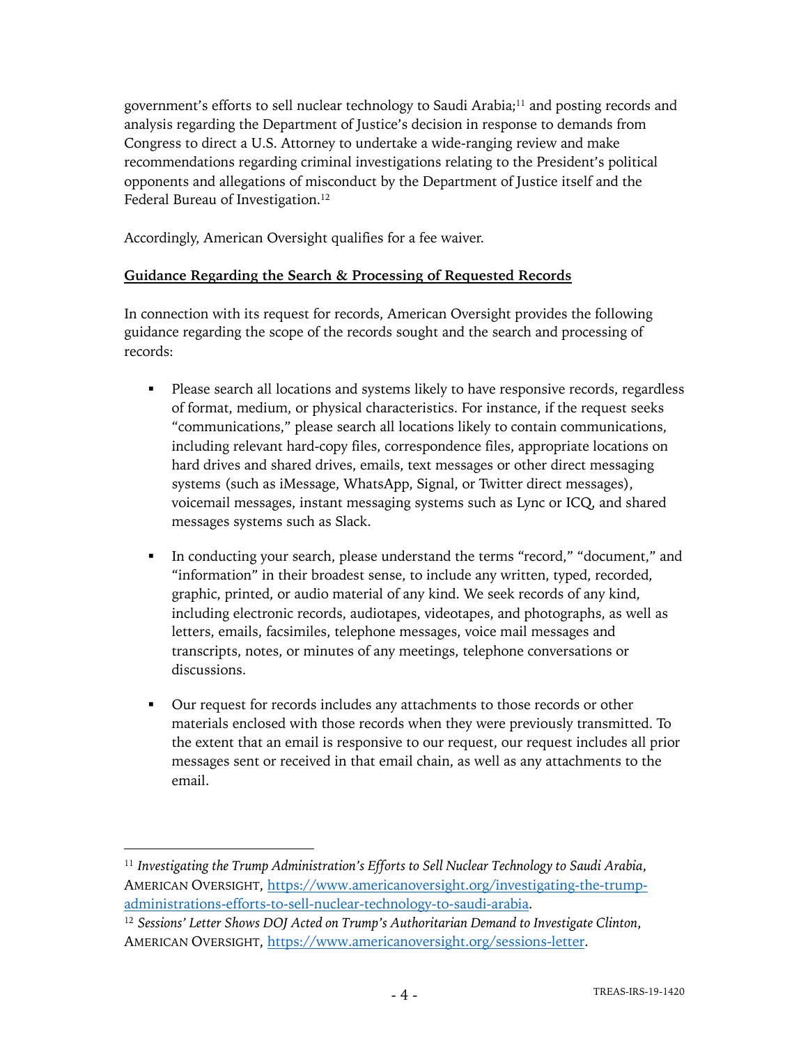government's efforts to sell nuclear technology to Saudi Arabia;[11] and posting records and analysis regarding the Department of Justice's decision in response to demands from Congress to direct a U.S. Attorney to undertake a wide-ranging review and make recommendations regarding criminal investigations relating to the President's political opponents and allegations of misconduct by the Department of Justice itself and the Federal Bureau of Investigation.[12]

Accordingly, American Oversight qualifies for a fee waiver.

**Guidance Regarding the Search & Processing of Requested Records**

In connection with its request for records, American Oversight provides the following guidance regarding the scope of the records sought and the search and processing of records:

- Please search all locations and systems likely to have responsive records, regardless of format, medium, or physical characteristics. For instance, if the request seeks "communications," please search all locations likely to contain communications, including relevant hard-copy files, correspondence files, appropriate locations on hard drives and shared drives, emails, text messages or other direct messaging systems (such as iMessage, WhatsApp, Signal, or Twitter direct messages), voicemail messages, instant messaging systems such as Lync or ICQ, and shared messages systems such as Slack.

- In conducting your search, please understand the terms "record," "document," and "information" in their broadest sense, to include any written, typed, recorded, graphic, printed, or audio material of any kind. We seek records of any kind, including electronic records, audiotapes, videotapes, and photographs, as well as letters, emails, facsimiles, telephone messages, voice mail messages and transcripts, notes, or minutes of any meetings, telephone conversations or discussions.

- Our request for records includes any attachments to those records or other materials enclosed with those records when they were previously transmitted. To the extent that an email is responsive to our request, our request includes all prior messages sent or received in that email chain, as well as any attachments to the email.

---

[11] *Investigating the Trump Administration's Efforts to Sell Nuclear Technology to Saudi Arabia*, AMERICAN OVERSIGHT, https://www.americanoversight.org/investigating-the-trump-administrations-efforts-to-sell-nuclear-technology-to-saudi-arabia.

[12] *Sessions' Letter Shows DOJ Acted on Trump's Authoritarian Demand to Investigate Clinton*, AMERICAN OVERSIGHT, https://www.americanoversight.org/sessions-letter.

TREAS-IRS-19-1420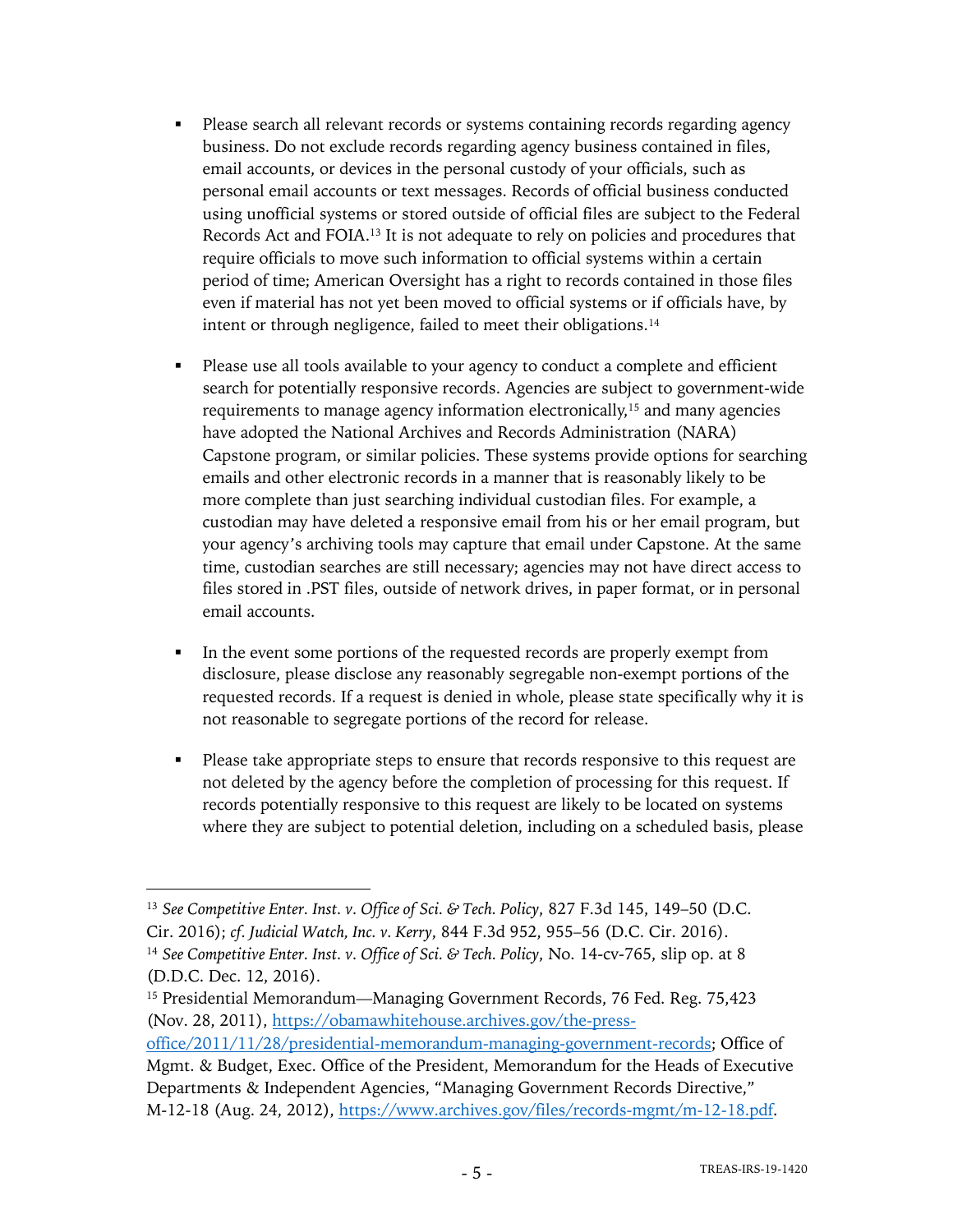- Please search all relevant records or systems containing records regarding agency business. Do not exclude records regarding agency business contained in files, email accounts, or devices in the personal custody of your officials, such as personal email accounts or text messages. Records of official business conducted using unofficial systems or stored outside of official files are subject to the Federal Records Act and FOIA.[13] It is not adequate to rely on policies and procedures that require officials to move such information to official systems within a certain period of time; American Oversight has a right to records contained in those files even if material has not yet been moved to official systems or if officials have, by intent or through negligence, failed to meet their obligations.[14]

- Please use all tools available to your agency to conduct a complete and efficient search for potentially responsive records. Agencies are subject to government-wide requirements to manage agency information electronically,[15] and many agencies have adopted the National Archives and Records Administration (NARA) Capstone program, or similar policies. These systems provide options for searching emails and other electronic records in a manner that is reasonably likely to be more complete than just searching individual custodian files. For example, a custodian may have deleted a responsive email from his or her email program, but your agency's archiving tools may capture that email under Capstone. At the same time, custodian searches are still necessary; agencies may not have direct access to files stored in .PST files, outside of network drives, in paper format, or in personal email accounts.

- In the event some portions of the requested records are properly exempt from disclosure, please disclose any reasonably segregable non-exempt portions of the requested records. If a request is denied in whole, please state specifically why it is not reasonable to segregate portions of the record for release.

- Please take appropriate steps to ensure that records responsive to this request are not deleted by the agency before the completion of processing for this request. If records potentially responsive to this request are likely to be located on systems where they are subject to potential deletion, including on a scheduled basis, please

---

[13] *See Competitive Enter. Inst. v. Office of Sci. & Tech. Policy*, 827 F.3d 145, 149–50 (D.C. Cir. 2016); *cf. Judicial Watch, Inc. v. Kerry*, 844 F.3d 952, 955–56 (D.C. Cir. 2016).

[14] *See Competitive Enter. Inst. v. Office of Sci. & Tech. Policy*, No. 14-cv-765, slip op. at 8 (D.D.C. Dec. 12, 2016).

[15] Presidential Memorandum—Managing Government Records, 76 Fed. Reg. 75,423 (Nov. 28, 2011), [https://obamawhitehouse.archives.gov/the-press-office/2011/11/28/presidential-memorandum-managing-government-records](https://obamawhitehouse.archives.gov/the-press-office/2011/11/28/presidential-memorandum-managing-government-records); Office of Mgmt. & Budget, Exec. Office of the President, Memorandum for the Heads of Executive Departments & Independent Agencies, "Managing Government Records Directive," M-12-18 (Aug. 24, 2012), [https://www.archives.gov/files/records-mgmt/m-12-18.pdf](https://www.archives.gov/files/records-mgmt/m-12-18.pdf).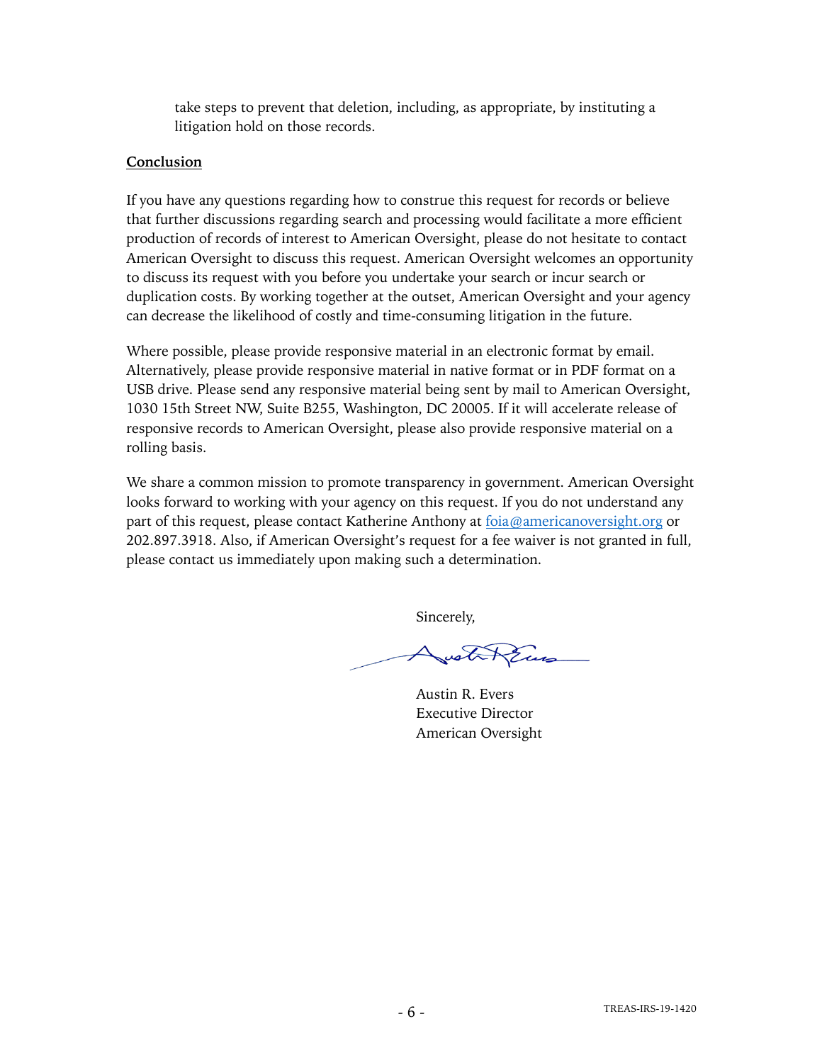take steps to prevent that deletion, including, as appropriate, by instituting a litigation hold on those records.

## Conclusion

If you have any questions regarding how to construe this request for records or believe that further discussions regarding search and processing would facilitate a more efficient production of records of interest to American Oversight, please do not hesitate to contact American Oversight to discuss this request. American Oversight welcomes an opportunity to discuss its request with you before you undertake your search or incur search or duplication costs. By working together at the outset, American Oversight and your agency can decrease the likelihood of costly and time-consuming litigation in the future.

Where possible, please provide responsive material in an electronic format by email. Alternatively, please provide responsive material in native format or in PDF format on a USB drive. Please send any responsive material being sent by mail to American Oversight, 1030 15th Street NW, Suite B255, Washington, DC 20005. If it will accelerate release of responsive records to American Oversight, please also provide responsive material on a rolling basis.

We share a common mission to promote transparency in government. American Oversight looks forward to working with your agency on this request. If you do not understand any part of this request, please contact Katherine Anthony at foia@americanoversight.org or 202.897.3918. Also, if American Oversight's request for a fee waiver is not granted in full, please contact us immediately upon making such a determination.

Sincerely,

Austin R. Evers
Executive Director
American Oversight

TREAS-IRS-19-1420